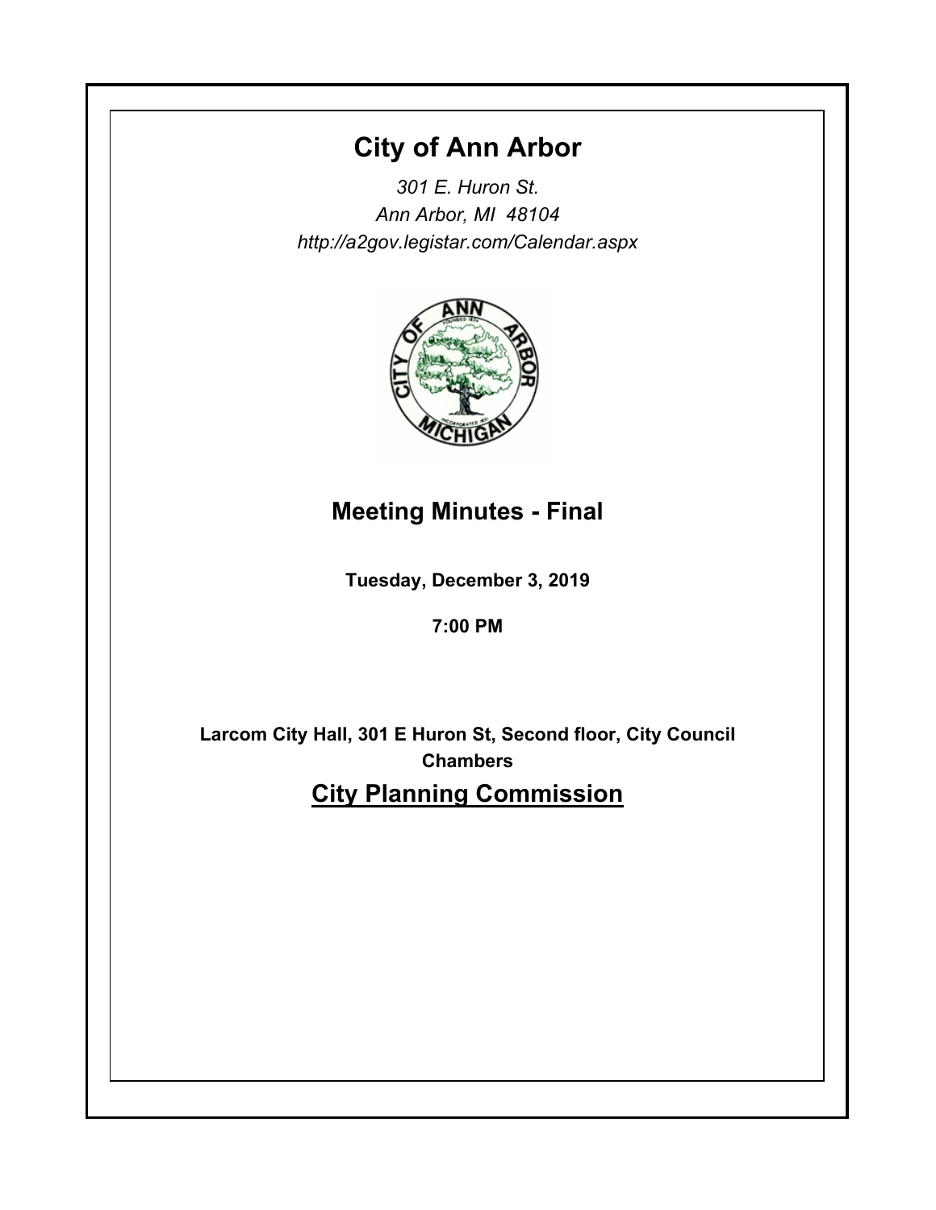# City of Ann Arbor

*301 E. Huron St.*
*Ann Arbor, MI 48104*
*http://a2gov.legistar.com/Calendar.aspx*

## Meeting Minutes - Final

**Tuesday, December 3, 2019**

**7:00 PM**

**Larcom City Hall, 301 E Huron St, Second floor, City Council Chambers**

## City Planning Commission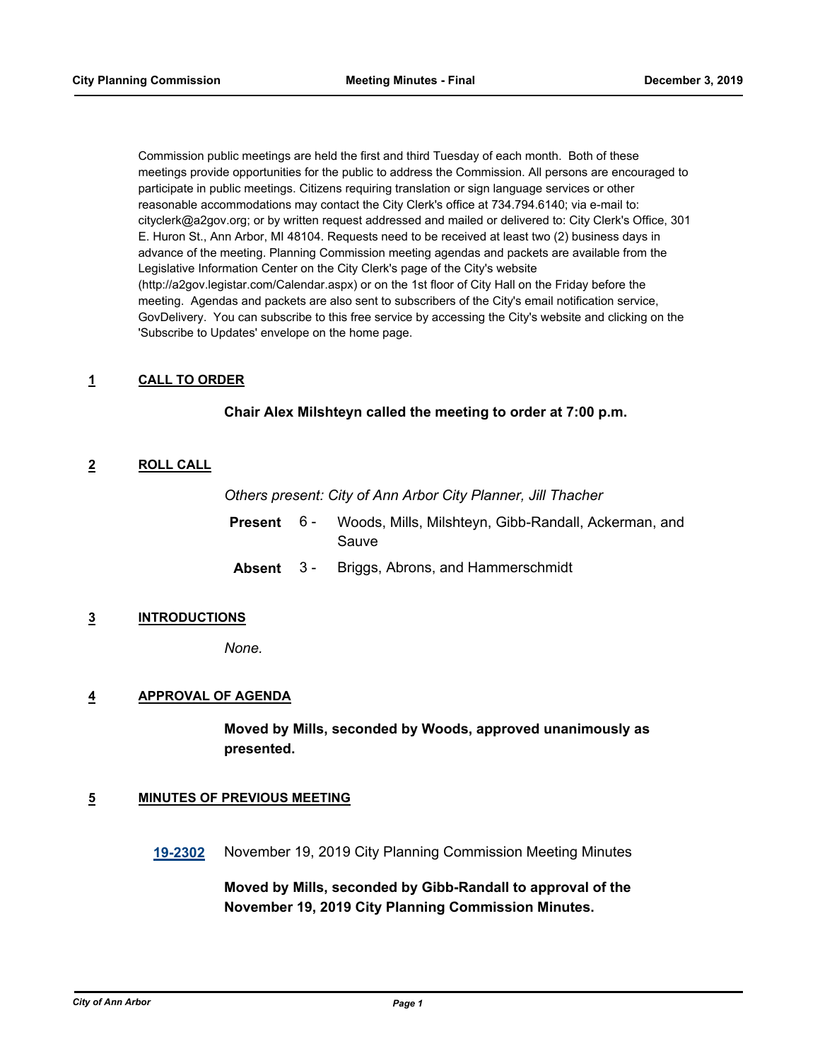Commission public meetings are held the first and third Tuesday of each month. Both of these meetings provide opportunities for the public to address the Commission. All persons are encouraged to participate in public meetings. Citizens requiring translation or sign language services or other reasonable accommodations may contact the City Clerk's office at 734.794.6140; via e-mail to: cityclerk@a2gov.org; or by written request addressed and mailed or delivered to: City Clerk's Office, 301 E. Huron St., Ann Arbor, MI 48104. Requests need to be received at least two (2) business days in advance of the meeting. Planning Commission meeting agendas and packets are available from the Legislative Information Center on the City Clerk's page of the City's website (http://a2gov.legistar.com/Calendar.aspx) or on the 1st floor of City Hall on the Friday before the meeting. Agendas and packets are also sent to subscribers of the City's email notification service, GovDelivery. You can subscribe to this free service by accessing the City's website and clicking on the 'Subscribe to Updates' envelope on the home page.

## 1 CALL TO ORDER

**Chair Alex Milshteyn called the meeting to order at 7:00 p.m.**

## 2 ROLL CALL

*Others present: City of Ann Arbor City Planner, Jill Thacher*

**Present** 6 - Woods, Mills, Milshteyn, Gibb-Randall, Ackerman, and Sauve

**Absent** 3 - Briggs, Abrons, and Hammerschmidt

## 3 INTRODUCTIONS

*None.*

## 4 APPROVAL OF AGENDA

**Moved by Mills, seconded by Woods, approved unanimously as presented.**

## 5 MINUTES OF PREVIOUS MEETING

**19-2302** November 19, 2019 City Planning Commission Meeting Minutes

**Moved by Mills, seconded by Gibb-Randall to approval of the November 19, 2019 City Planning Commission Minutes.**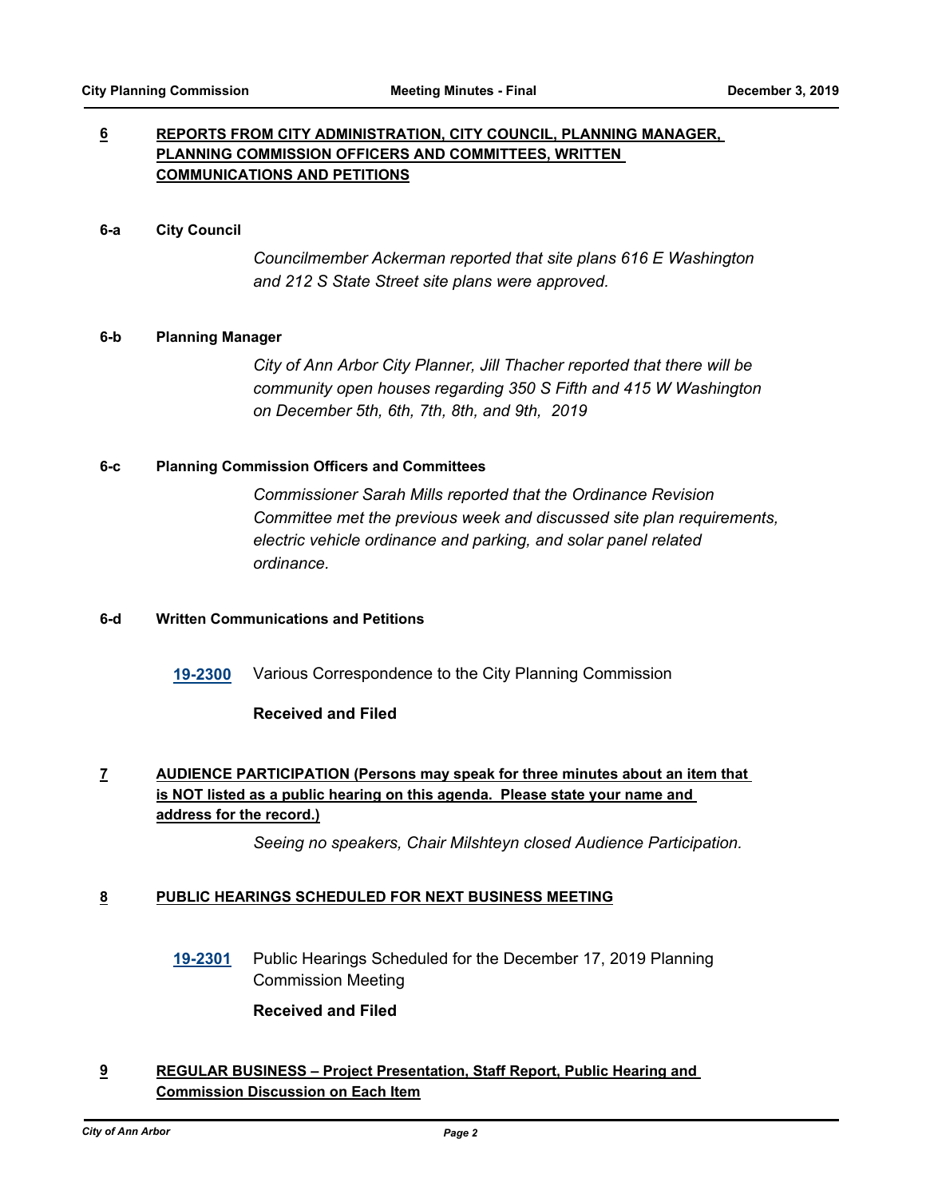## 6 REPORTS FROM CITY ADMINISTRATION, CITY COUNCIL, PLANNING MANAGER, PLANNING COMMISSION OFFICERS AND COMMITTEES, WRITTEN COMMUNICATIONS AND PETITIONS

**6-a City Council**

*Councilmember Ackerman reported that site plans 616 E Washington and 212 S State Street site plans were approved.*

**6-b Planning Manager**

*City of Ann Arbor City Planner, Jill Thacher reported that there will be community open houses regarding 350 S Fifth and 415 W Washington on December 5th, 6th, 7th, 8th, and 9th, 2019*

**6-c Planning Commission Officers and Committees**

*Commissioner Sarah Mills reported that the Ordinance Revision Committee met the previous week and discussed site plan requirements, electric vehicle ordinance and parking, and solar panel related ordinance.*

**6-d Written Communications and Petitions**

**19-2300** Various Correspondence to the City Planning Commission

**Received and Filed**

## 7 AUDIENCE PARTICIPATION (Persons may speak for three minutes about an item that is NOT listed as a public hearing on this agenda. Please state your name and address for the record.)

*Seeing no speakers, Chair Milshteyn closed Audience Participation.*

## 8 PUBLIC HEARINGS SCHEDULED FOR NEXT BUSINESS MEETING

**19-2301** Public Hearings Scheduled for the December 17, 2019 Planning Commission Meeting

**Received and Filed**

## 9 REGULAR BUSINESS – Project Presentation, Staff Report, Public Hearing and Commission Discussion on Each Item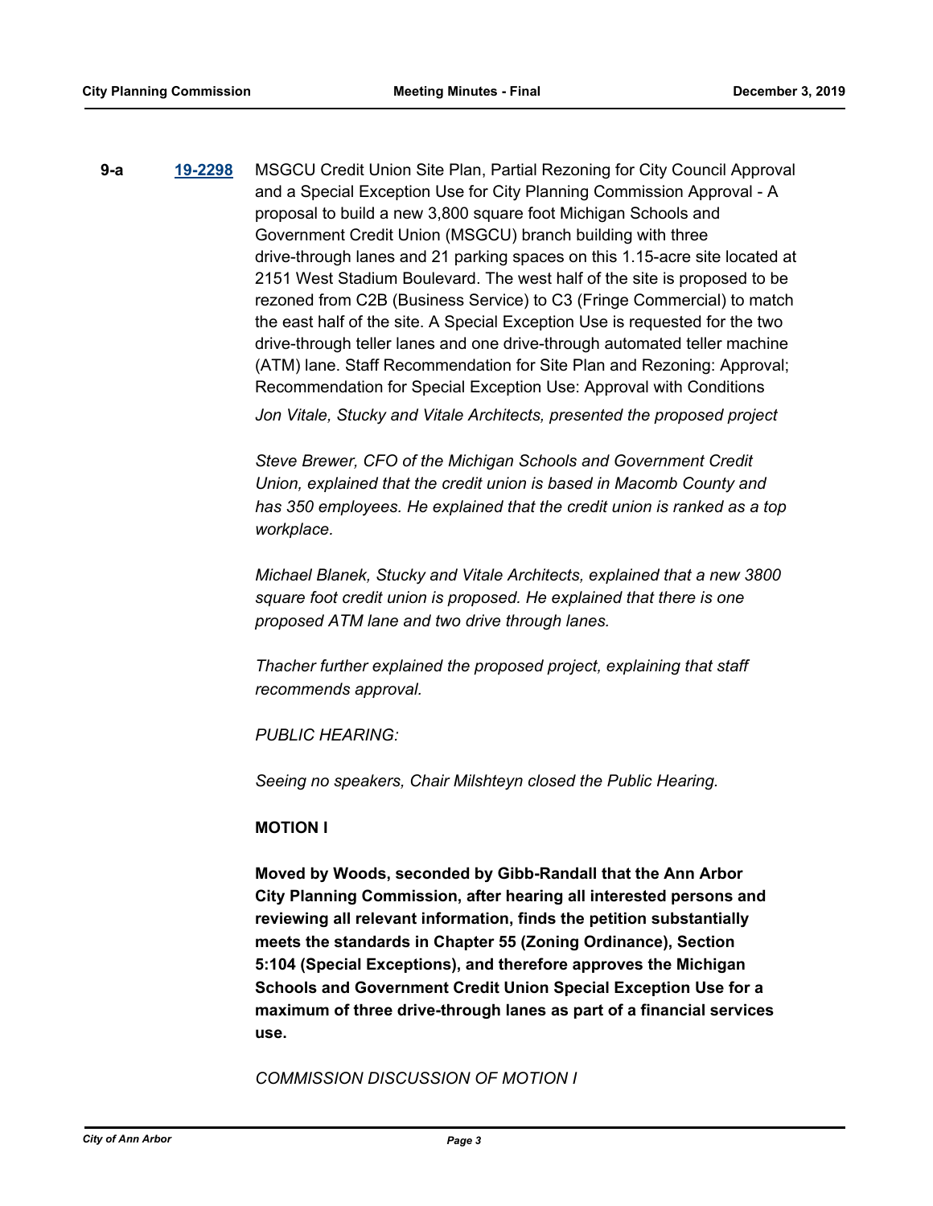**9-a** **[19-2298]** MSGCU Credit Union Site Plan, Partial Rezoning for City Council Approval and a Special Exception Use for City Planning Commission Approval - A proposal to build a new 3,800 square foot Michigan Schools and Government Credit Union (MSGCU) branch building with three drive-through lanes and 21 parking spaces on this 1.15-acre site located at 2151 West Stadium Boulevard. The west half of the site is proposed to be rezoned from C2B (Business Service) to C3 (Fringe Commercial) to match the east half of the site. A Special Exception Use is requested for the two drive-through teller lanes and one drive-through automated teller machine (ATM) lane. Staff Recommendation for Site Plan and Rezoning: Approval; Recommendation for Special Exception Use: Approval with Conditions

*Jon Vitale, Stucky and Vitale Architects, presented the proposed project*

*Steve Brewer, CFO of the Michigan Schools and Government Credit Union, explained that the credit union is based in Macomb County and has 350 employees. He explained that the credit union is ranked as a top workplace.*

*Michael Blanek, Stucky and Vitale Architects, explained that a new 3800 square foot credit union is proposed. He explained that there is one proposed ATM lane and two drive through lanes.*

*Thacher further explained the proposed project, explaining that staff recommends approval.*

*PUBLIC HEARING:*

*Seeing no speakers, Chair Milshteyn closed the Public Hearing.*

**MOTION I**

**Moved by Woods, seconded by Gibb-Randall that the Ann Arbor City Planning Commission, after hearing all interested persons and reviewing all relevant information, finds the petition substantially meets the standards in Chapter 55 (Zoning Ordinance), Section 5:104 (Special Exceptions), and therefore approves the Michigan Schools and Government Credit Union Special Exception Use for a maximum of three drive-through lanes as part of a financial services use.**

*COMMISSION DISCUSSION OF MOTION I*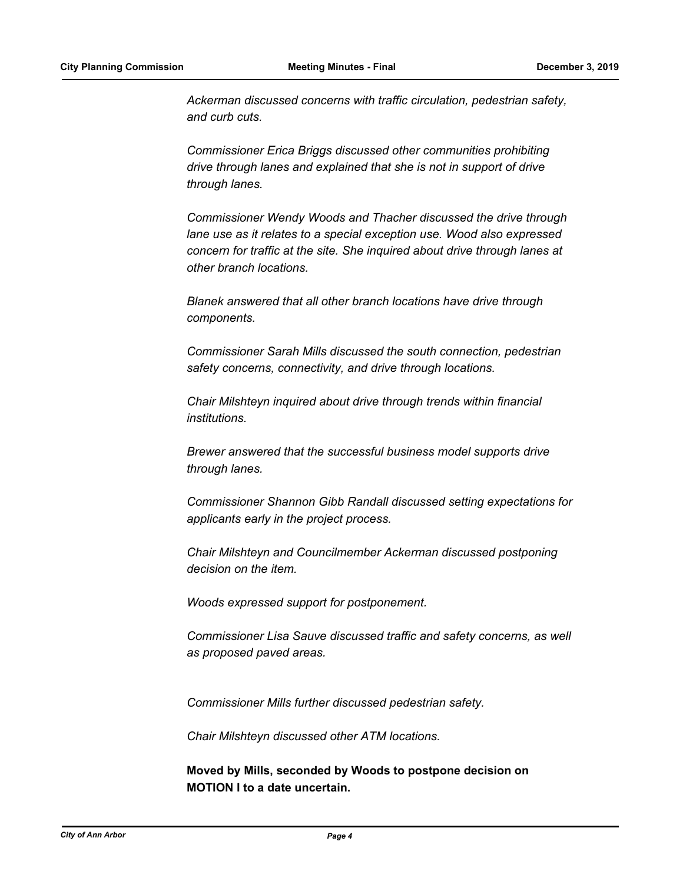*Ackerman discussed concerns with traffic circulation, pedestrian safety, and curb cuts.*

*Commissioner Erica Briggs discussed other communities prohibiting drive through lanes and explained that she is not in support of drive through lanes.*

*Commissioner Wendy Woods and Thacher discussed the drive through lane use as it relates to a special exception use. Wood also expressed concern for traffic at the site. She inquired about drive through lanes at other branch locations.*

*Blanek answered that all other branch locations have drive through components.*

*Commissioner Sarah Mills discussed the south connection, pedestrian safety concerns, connectivity, and drive through locations.*

*Chair Milshteyn inquired about drive through trends within financial institutions.*

*Brewer answered that the successful business model supports drive through lanes.*

*Commissioner Shannon Gibb Randall discussed setting expectations for applicants early in the project process.*

*Chair Milshteyn and Councilmember Ackerman discussed postponing decision on the item.*

*Woods expressed support for postponement.*

*Commissioner Lisa Sauve discussed traffic and safety concerns, as well as proposed paved areas.*

*Commissioner Mills further discussed pedestrian safety.*

*Chair Milshteyn discussed other ATM locations.*

**Moved by Mills, seconded by Woods to postpone decision on MOTION I to a date uncertain.**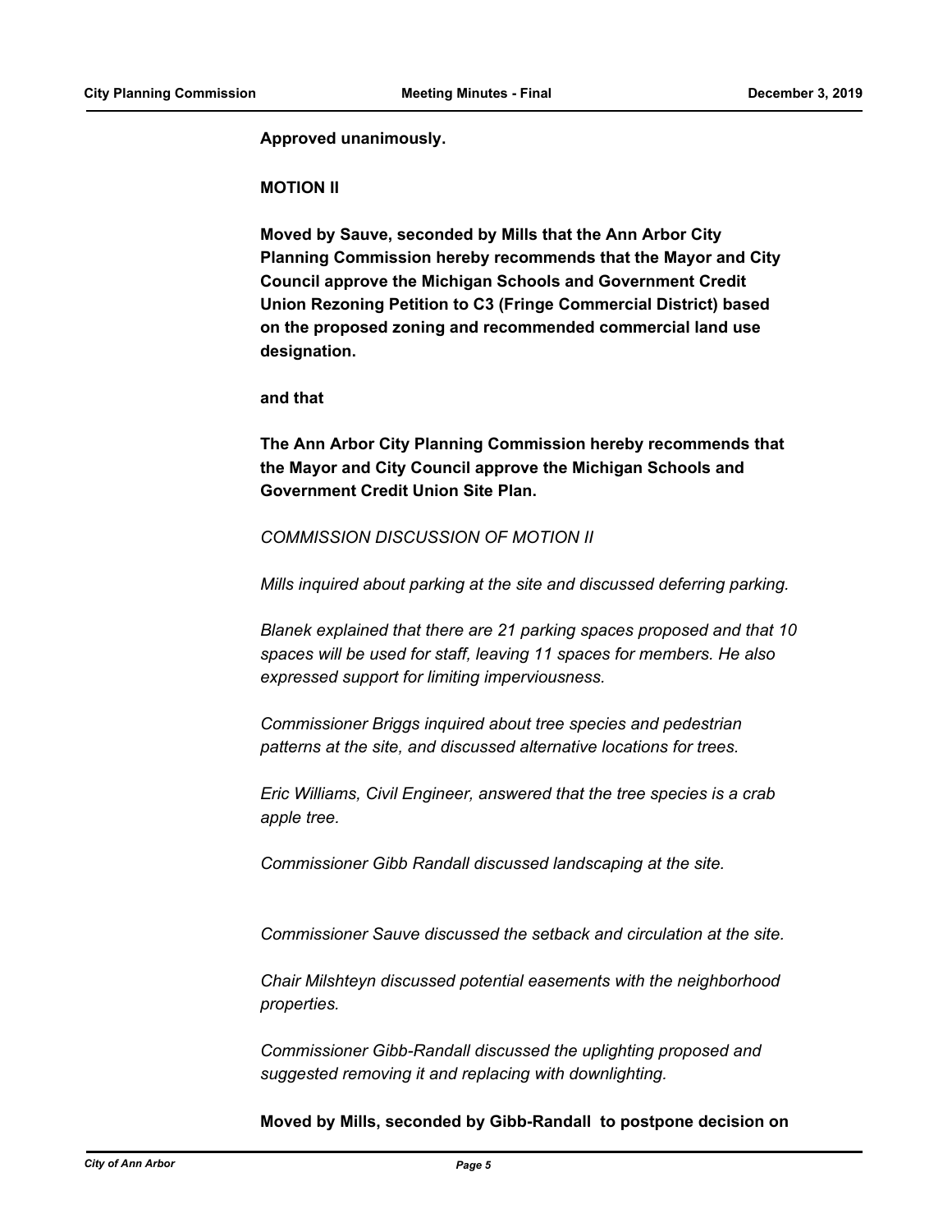**Approved unanimously.**

**MOTION II**

**Moved by Sauve, seconded by Mills that the Ann Arbor City Planning Commission hereby recommends that the Mayor and City Council approve the Michigan Schools and Government Credit Union Rezoning Petition to C3 (Fringe Commercial District) based on the proposed zoning and recommended commercial land use designation.**

**and that**

**The Ann Arbor City Planning Commission hereby recommends that the Mayor and City Council approve the Michigan Schools and Government Credit Union Site Plan.**

*COMMISSION DISCUSSION OF MOTION II*

*Mills inquired about parking at the site and discussed deferring parking.*

*Blanek explained that there are 21 parking spaces proposed and that 10 spaces will be used for staff, leaving 11 spaces for members. He also expressed support for limiting imperviousness.*

*Commissioner Briggs inquired about tree species and pedestrian patterns at the site, and discussed alternative locations for trees.*

*Eric Williams, Civil Engineer, answered that the tree species is a crab apple tree.*

*Commissioner Gibb Randall discussed landscaping at the site.*

*Commissioner Sauve discussed the setback and circulation at the site.*

*Chair Milshteyn discussed potential easements with the neighborhood properties.*

*Commissioner Gibb-Randall discussed the uplighting proposed and suggested removing it and replacing with downlighting.*

**Moved by Mills, seconded by Gibb-Randall to postpone decision on**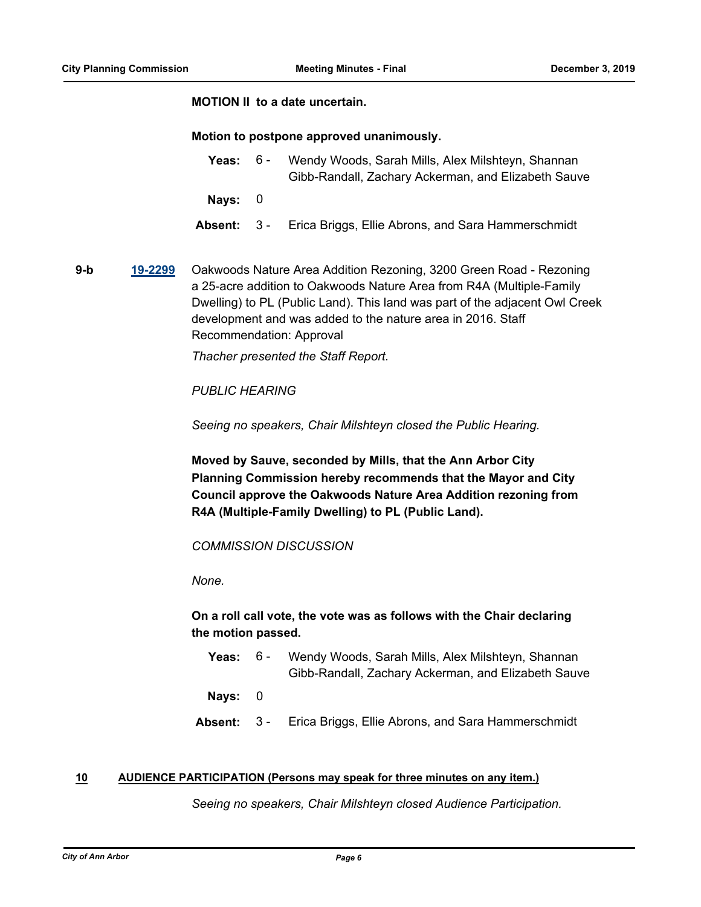**MOTION II to a date uncertain.**

**Motion to postpone approved unanimously.**

| | | |
|---|---|---|
| **Yeas:** | 6 - | Wendy Woods, Sarah Mills, Alex Milshteyn, Shannan Gibb-Randall, Zachary Ackerman, and Elizabeth Sauve |
| **Nays:** | 0 | |
| **Absent:** | 3 - | Erica Briggs, Ellie Abrons, and Sara Hammerschmidt |

**9-b** **19-2299** Oakwoods Nature Area Addition Rezoning, 3200 Green Road - Rezoning a 25-acre addition to Oakwoods Nature Area from R4A (Multiple-Family Dwelling) to PL (Public Land). This land was part of the adjacent Owl Creek development and was added to the nature area in 2016. Staff Recommendation: Approval

*Thacher presented the Staff Report.*

*PUBLIC HEARING*

*Seeing no speakers, Chair Milshteyn closed the Public Hearing.*

**Moved by Sauve, seconded by Mills, that the Ann Arbor City Planning Commission hereby recommends that the Mayor and City Council approve the Oakwoods Nature Area Addition rezoning from R4A (Multiple-Family Dwelling) to PL (Public Land).**

*COMMISSION DISCUSSION*

*None.*

**On a roll call vote, the vote was as follows with the Chair declaring the motion passed.**

| | | |
|---|---|---|
| **Yeas:** | 6 - | Wendy Woods, Sarah Mills, Alex Milshteyn, Shannan Gibb-Randall, Zachary Ackerman, and Elizabeth Sauve |
| **Nays:** | 0 | |
| **Absent:** | 3 - | Erica Briggs, Ellie Abrons, and Sara Hammerschmidt |

## 10 AUDIENCE PARTICIPATION (Persons may speak for three minutes on any item.)

*Seeing no speakers, Chair Milshteyn closed Audience Participation.*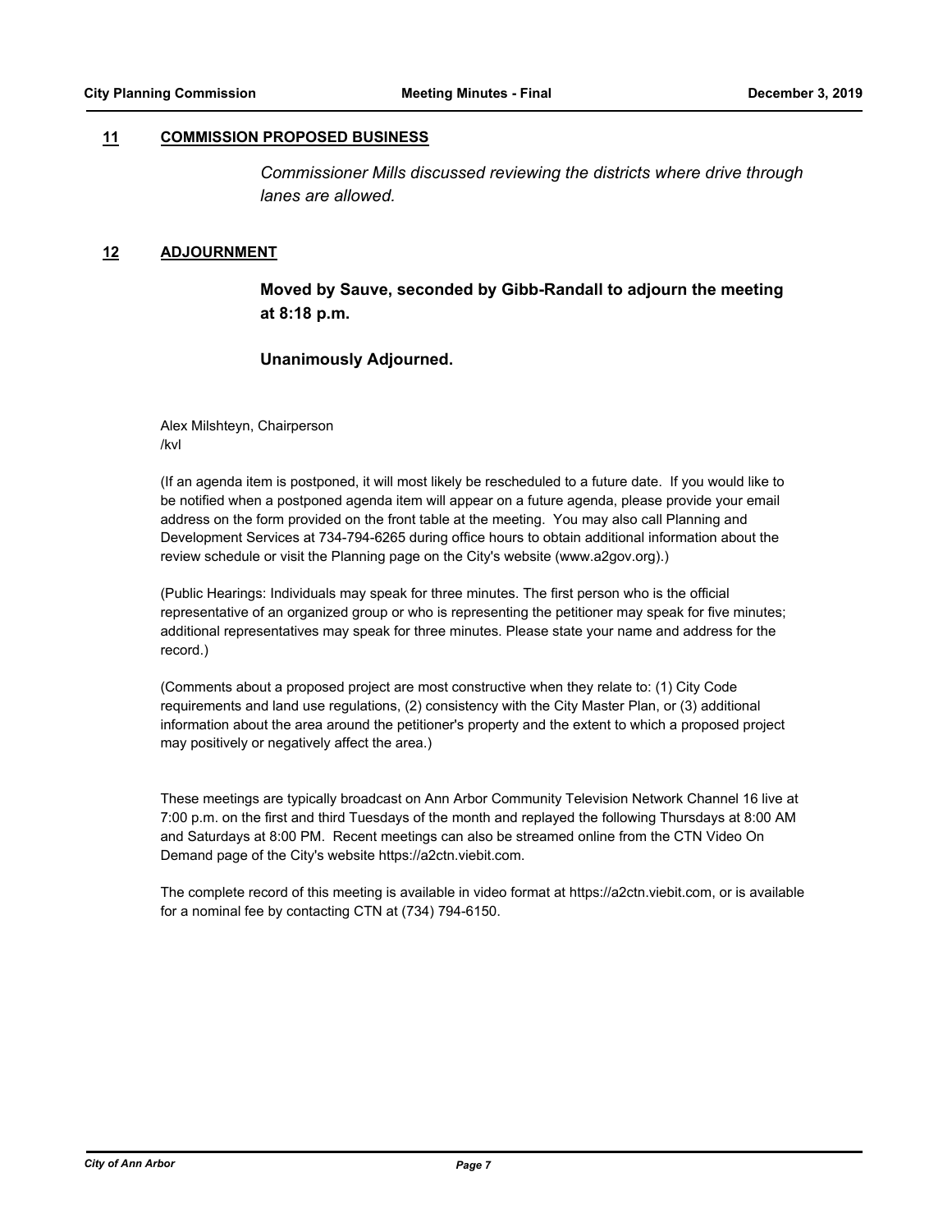## 11 COMMISSION PROPOSED BUSINESS

*Commissioner Mills discussed reviewing the districts where drive through lanes are allowed.*

## 12 ADJOURNMENT

**Moved by Sauve, seconded by Gibb-Randall to adjourn the meeting at 8:18 p.m.**

**Unanimously Adjourned.**

Alex Milshteyn, Chairperson
/kvl

(If an agenda item is postponed, it will most likely be rescheduled to a future date. If you would like to be notified when a postponed agenda item will appear on a future agenda, please provide your email address on the form provided on the front table at the meeting. You may also call Planning and Development Services at 734-794-6265 during office hours to obtain additional information about the review schedule or visit the Planning page on the City's website (www.a2gov.org).)

(Public Hearings: Individuals may speak for three minutes. The first person who is the official representative of an organized group or who is representing the petitioner may speak for five minutes; additional representatives may speak for three minutes. Please state your name and address for the record.)

(Comments about a proposed project are most constructive when they relate to: (1) City Code requirements and land use regulations, (2) consistency with the City Master Plan, or (3) additional information about the area around the petitioner's property and the extent to which a proposed project may positively or negatively affect the area.)

These meetings are typically broadcast on Ann Arbor Community Television Network Channel 16 live at 7:00 p.m. on the first and third Tuesdays of the month and replayed the following Thursdays at 8:00 AM and Saturdays at 8:00 PM. Recent meetings can also be streamed online from the CTN Video On Demand page of the City's website https://a2ctn.viebit.com.

The complete record of this meeting is available in video format at https://a2ctn.viebit.com, or is available for a nominal fee by contacting CTN at (734) 794-6150.